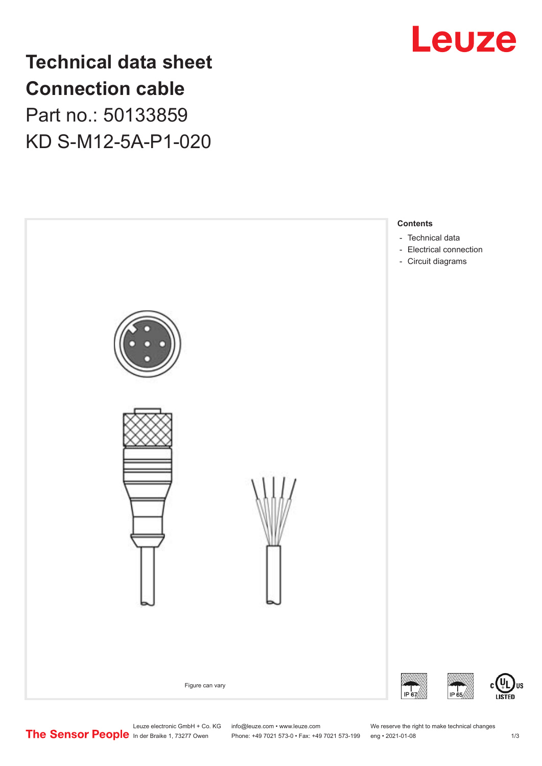# Technical data sheet
# Connection cable

Part no.: 50133859

KD S-M12-5A-P1-020

Figure can vary

**Contents**

- Technical data
- Electrical connection
- Circuit diagrams

IP 67 IP 65

c UL US LISTED

Leuze electronic GmbH + Co. KG
In der Braike 1, 73277 Owen

info@leuze.com • www.leuze.com
Phone: +49 7021 573-0 • Fax: +49 7021 573-199

We reserve the right to make technical changes
eng • 2021-01-08

The Sensor People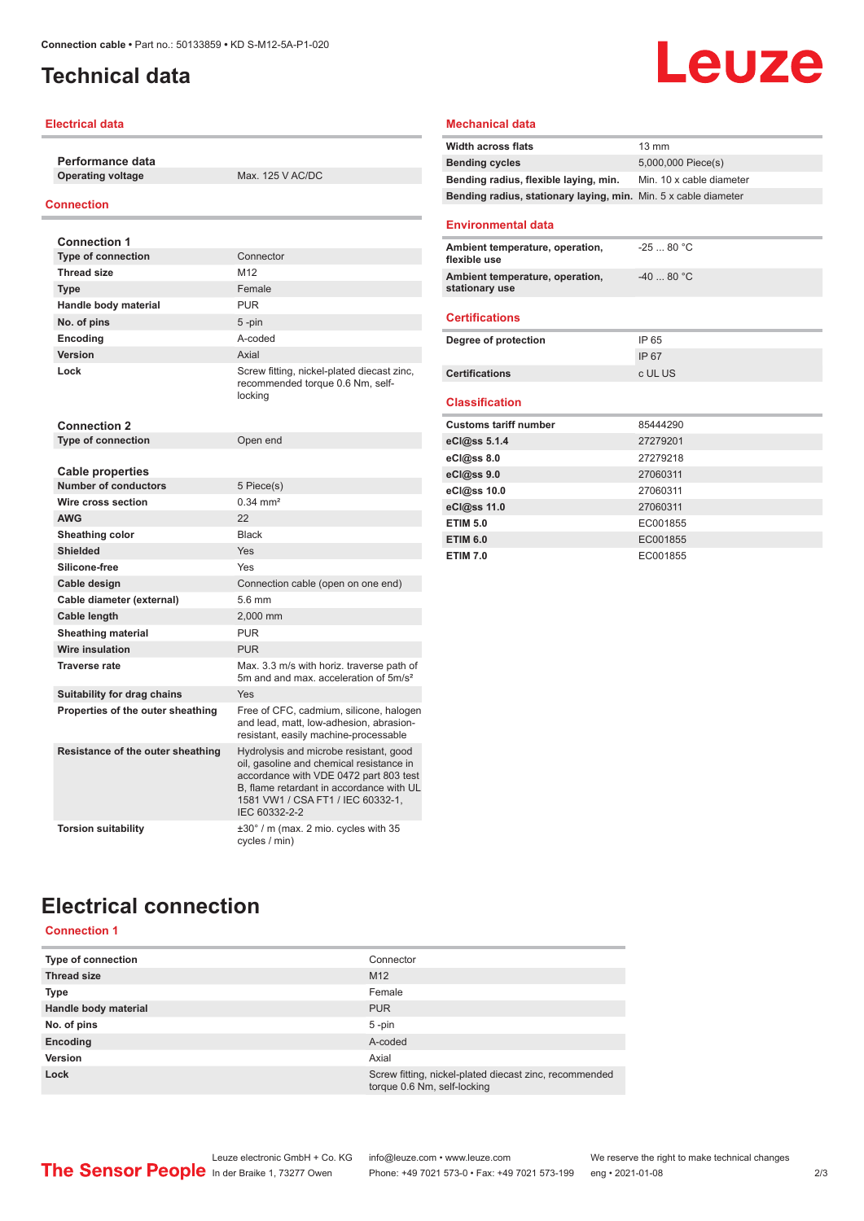# Technical data

## Electrical data

| Performance data | |
|---|---|
| Operating voltage | Max. 125 V AC/DC |

## Connection

| Connection 1 | |
|---|---|
| Type of connection | Connector |
| Thread size | M12 |
| Type | Female |
| Handle body material | PUR |
| No. of pins | 5 -pin |
| Encoding | A-coded |
| Version | Axial |
| Lock | Screw fitting, nickel-plated diecast zinc, recommended torque 0.6 Nm, self-locking |

| Connection 2 | |
|---|---|
| Type of connection | Open end |

| Cable properties | |
|---|---|
| Number of conductors | 5 Piece(s) |
| Wire cross section | 0.34 mm² |
| AWG | 22 |
| Sheathing color | Black |
| Shielded | Yes |
| Silicone-free | Yes |
| Cable design | Connection cable (open on one end) |
| Cable diameter (external) | 5.6 mm |
| Cable length | 2,000 mm |
| Sheathing material | PUR |
| Wire insulation | PUR |
| Traverse rate | Max. 3.3 m/s with horiz. traverse path of 5m and and max. acceleration of 5m/s² |
| Suitability for drag chains | Yes |
| Properties of the outer sheathing | Free of CFC, cadmium, silicone, halogen and lead, matt, low-adhesion, abrasion-resistant, easily machine-processable |
| Resistance of the outer sheathing | Hydrolysis and microbe resistant, good oil, gasoline and chemical resistance in accordance with VDE 0472 part 803 test B, flame retardant in accordance with UL 1581 VW1 / CSA FT1 / IEC 60332-1, IEC 60332-2-2 |
| Torsion suitability | ±30° / m (max. 2 mio. cycles with 35 cycles / min) |

## Mechanical data

| | |
|---|---|
| Width across flats | 13 mm |
| Bending cycles | 5,000,000 Piece(s) |
| Bending radius, flexible laying, min. | Min. 10 x cable diameter |
| Bending radius, stationary laying, min. | Min. 5 x cable diameter |

## Environmental data

| | |
|---|---|
| Ambient temperature, operation, flexible use | -25 ... 80 °C |
| Ambient temperature, operation, stationary use | -40 ... 80 °C |

## Certifications

| | |
|---|---|
| Degree of protection | IP 65 |
| | IP 67 |
| Certifications | c UL US |

## Classification

| | |
|---|---|
| Customs tariff number | 85444290 |
| eCl@ss 5.1.4 | 27279201 |
| eCl@ss 8.0 | 27279218 |
| eCl@ss 9.0 | 27060311 |
| eCl@ss 10.0 | 27060311 |
| eCl@ss 11.0 | 27060311 |
| ETIM 5.0 | EC001855 |
| ETIM 6.0 | EC001855 |
| ETIM 7.0 | EC001855 |

# Electrical connection

## Connection 1

| | |
|---|---|
| Type of connection | Connector |
| Thread size | M12 |
| Type | Female |
| Handle body material | PUR |
| No. of pins | 5 -pin |
| Encoding | A-coded |
| Version | Axial |
| Lock | Screw fitting, nickel-plated diecast zinc, recommended torque 0.6 Nm, self-locking |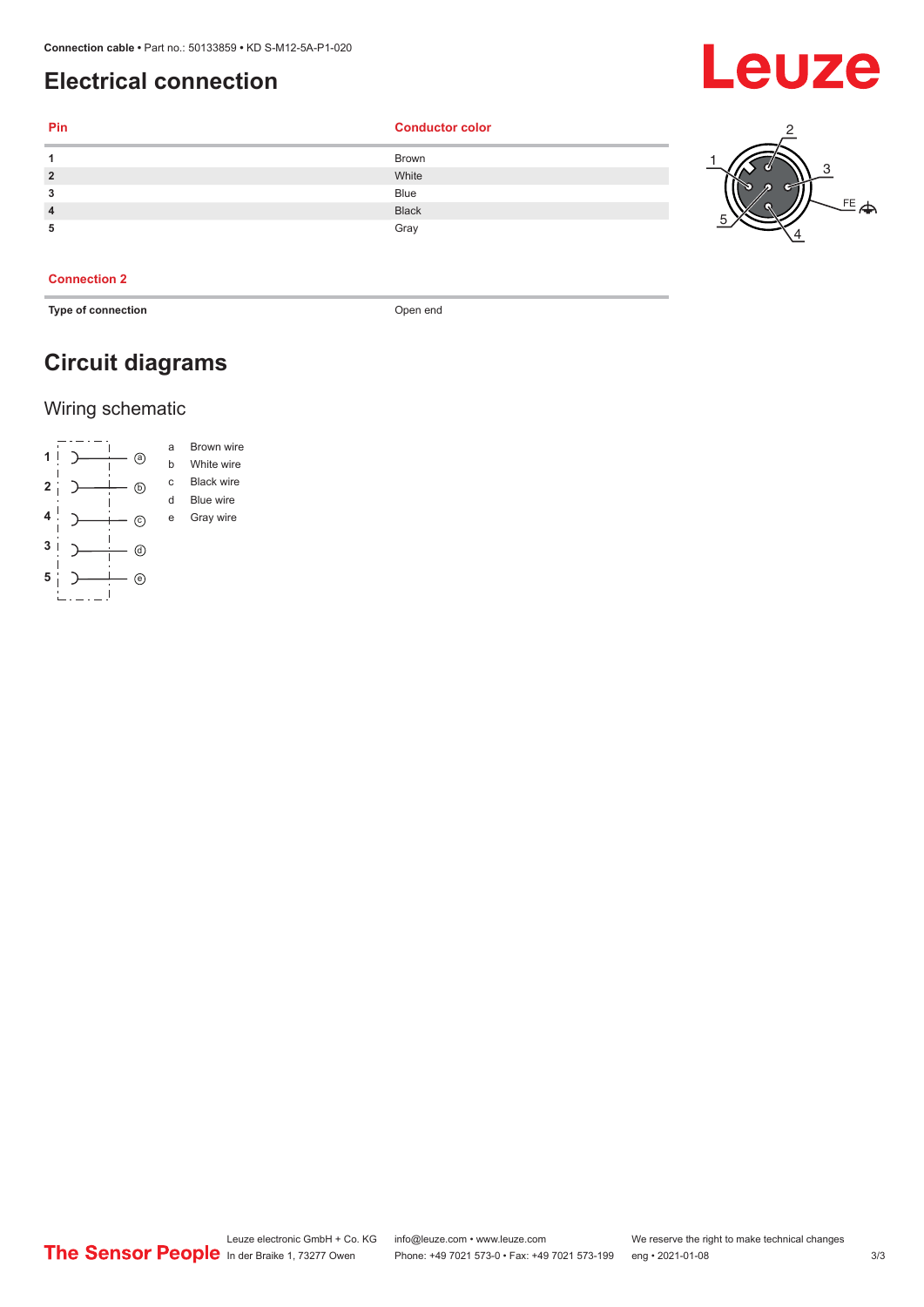# Electrical connection

| Pin | Conductor color |
|---|---|
| 1 | Brown |
| 2 | White |
| 3 | Blue |
| 4 | Black |
| 5 | Gray |

1
2
3
4
5
FE

## Connection 2

| | |
|---|---|
| Type of connection | Open end |

# Circuit diagrams

## Wiring schematic

1
2
4
3
5

ⓐ
ⓑ
ⓒ
ⓓ
ⓔ

| | |
|---|---|
| a | Brown wire |
| b | White wire |
| c | Black wire |
| d | Blue wire |
| e | Gray wire |